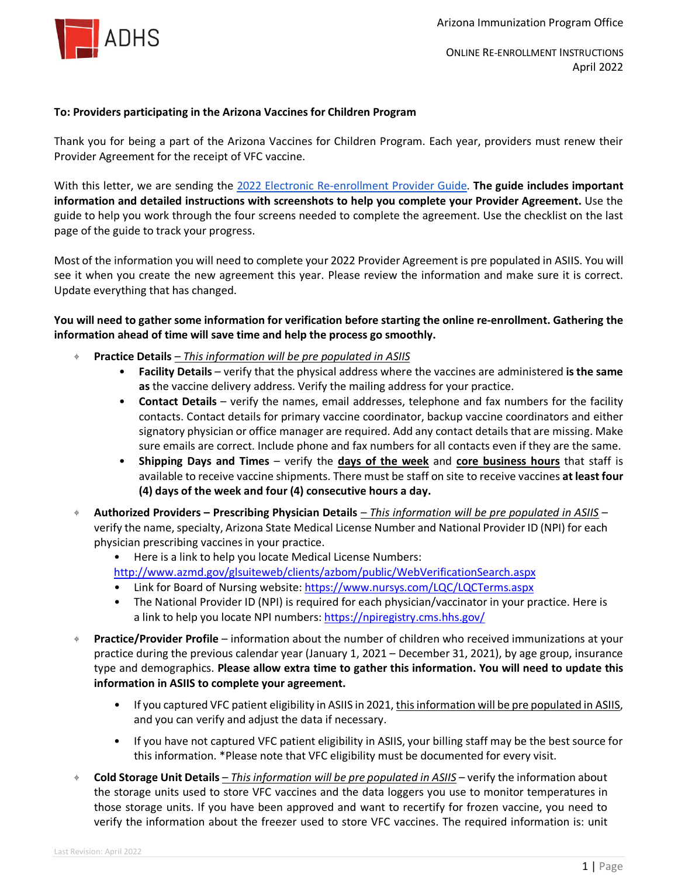Arizona Immunization Program Office

ONLINE RE-ENROLLMENT INSTRUCTIONS
April 2022

**To: Providers participating in the Arizona Vaccines for Children Program**

Thank you for being a part of the Arizona Vaccines for Children Program. Each year, providers must renew their Provider Agreement for the receipt of VFC vaccine.

With this letter, we are sending the [2022 Electronic Re-enrollment Provider Guide](). **The guide includes important information and detailed instructions with screenshots to help you complete your Provider Agreement.** Use the guide to help you work through the four screens needed to complete the agreement. Use the checklist on the last page of the guide to track your progress.

Most of the information you will need to complete your 2022 Provider Agreement is pre populated in ASIIS. You will see it when you create the new agreement this year. Please review the information and make sure it is correct. Update everything that has changed.

**You will need to gather some information for verification before starting the online re-enrollment. Gathering the information ahead of time will save time and help the process go smoothly.**

- **Practice Details** – *This information will be pre populated in ASIIS*
  - **Facility Details** – verify that the physical address where the vaccines are administered **is the same as** the vaccine delivery address. Verify the mailing address for your practice.
  - **Contact Details** – verify the names, email addresses, telephone and fax numbers for the facility contacts. Contact details for primary vaccine coordinator, backup vaccine coordinators and either signatory physician or office manager are required. Add any contact details that are missing. Make sure emails are correct. Include phone and fax numbers for all contacts even if they are the same.
  - **Shipping Days and Times** – verify the **days of the week** and **core business hours** that staff is available to receive vaccine shipments. There must be staff on site to receive vaccines **at least four (4) days of the week and four (4) consecutive hours a day.**
- **Authorized Providers – Prescribing Physician Details** – *This information will be pre populated in ASIIS* – verify the name, specialty, Arizona State Medical License Number and National Provider ID (NPI) for each physician prescribing vaccines in your practice.
  - Here is a link to help you locate Medical License Numbers: http://www.azmd.gov/glsuiteweb/clients/azbom/public/WebVerificationSearch.aspx
  - Link for Board of Nursing website: https://www.nursys.com/LQC/LQCTerms.aspx
  - The National Provider ID (NPI) is required for each physician/vaccinator in your practice. Here is a link to help you locate NPI numbers: https://npiregistry.cms.hhs.gov/
- **Practice/Provider Profile** – information about the number of children who received immunizations at your practice during the previous calendar year (January 1, 2021 – December 31, 2021), by age group, insurance type and demographics. **Please allow extra time to gather this information. You will need to update this information in ASIIS to complete your agreement.**
  - If you captured VFC patient eligibility in ASIIS in 2021, this information will be pre populated in ASIIS, and you can verify and adjust the data if necessary.
  - If you have not captured VFC patient eligibility in ASIIS, your billing staff may be the best source for this information. *Please note that VFC eligibility must be documented for every visit.
- **Cold Storage Unit Details** – *This information will be pre populated in ASIIS* – verify the information about the storage units used to store VFC vaccines and the data loggers you use to monitor temperatures in those storage units. If you have been approved and want to recertify for frozen vaccine, you need to verify the information about the freezer used to store VFC vaccines. The required information is: unit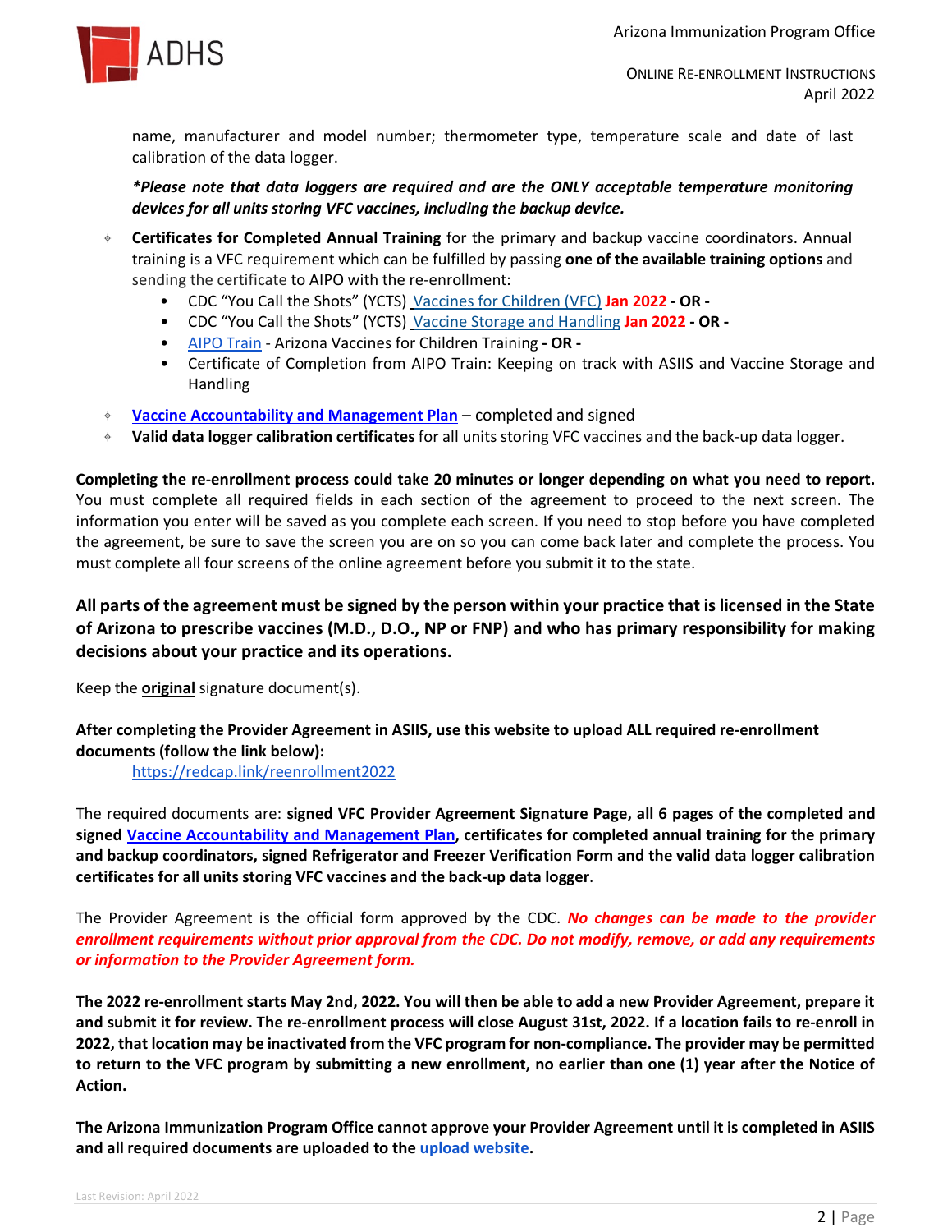name, manufacturer and model number; thermometer type, temperature scale and date of last calibration of the data logger.

***Please note that data loggers are required and are the ONLY acceptable temperature monitoring devices for all units storing VFC vaccines, including the backup device.***

- **Certificates for Completed Annual Training** for the primary and backup vaccine coordinators. Annual training is a VFC requirement which can be fulfilled by passing **one of the available training options** and sending the certificate to AIPO with the re-enrollment:
  - CDC "You Call the Shots" (YCTS) Vaccines for Children (VFC) **Jan 2022** **- OR -**
  - CDC "You Call the Shots" (YCTS) Vaccine Storage and Handling **Jan 2022** **- OR -**
  - AIPO Train - Arizona Vaccines for Children Training **- OR -**
  - Certificate of Completion from AIPO Train: Keeping on track with ASIIS and Vaccine Storage and Handling
- **Vaccine Accountability and Management Plan** – completed and signed
- **Valid data logger calibration certificates** for all units storing VFC vaccines and the back-up data logger.

**Completing the re-enrollment process could take 20 minutes or longer depending on what you need to report.** You must complete all required fields in each section of the agreement to proceed to the next screen. The information you enter will be saved as you complete each screen. If you need to stop before you have completed the agreement, be sure to save the screen you are on so you can come back later and complete the process. You must complete all four screens of the online agreement before you submit it to the state.

**All parts of the agreement must be signed by the person within your practice that is licensed in the State of Arizona to prescribe vaccines (M.D., D.O., NP or FNP) and who has primary responsibility for making decisions about your practice and its operations.**

Keep the **original** signature document(s).

**After completing the Provider Agreement in ASIIS, use this website to upload ALL required re-enrollment documents (follow the link below):**

https://redcap.link/reenrollment2022

The required documents are: **signed VFC Provider Agreement Signature Page, all 6 pages of the completed and signed Vaccine Accountability and Management Plan, certificates for completed annual training for the primary and backup coordinators, signed Refrigerator and Freezer Verification Form and the valid data logger calibration certificates for all units storing VFC vaccines and the back-up data logger**.

The Provider Agreement is the official form approved by the CDC. ***No changes can be made to the provider enrollment requirements without prior approval from the CDC. Do not modify, remove, or add any requirements or information to the Provider Agreement form.***

**The 2022 re-enrollment starts May 2nd, 2022. You will then be able to add a new Provider Agreement, prepare it and submit it for review. The re-enrollment process will close August 31st, 2022. If a location fails to re-enroll in 2022, that location may be inactivated from the VFC program for non-compliance. The provider may be permitted to return to the VFC program by submitting a new enrollment, no earlier than one (1) year after the Notice of Action.**

**The Arizona Immunization Program Office cannot approve your Provider Agreement until it is completed in ASIIS and all required documents are uploaded to the upload website.**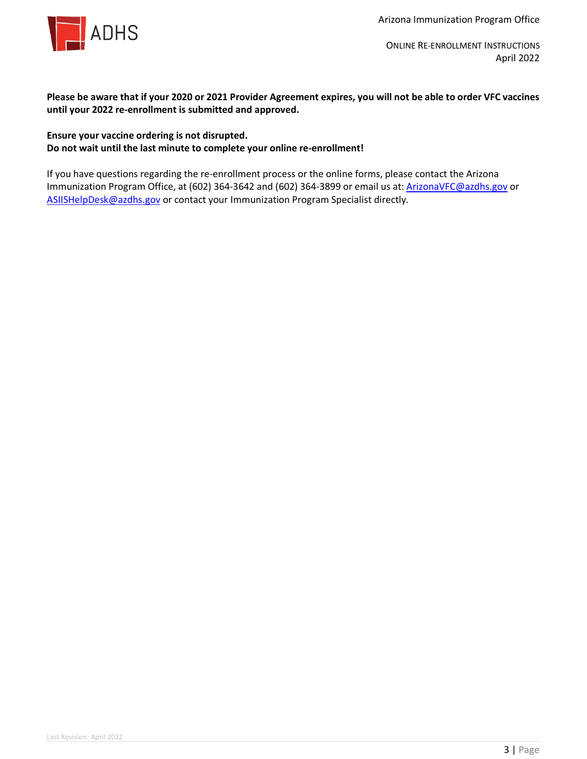**Please be aware that if your 2020 or 2021 Provider Agreement expires, you will not be able to order VFC vaccines until your 2022 re-enrollment is submitted and approved.**

**Ensure your vaccine ordering is not disrupted.**
**Do not wait until the last minute to complete your online re-enrollment!**

If you have questions regarding the re-enrollment process or the online forms, please contact the Arizona Immunization Program Office, at (602) 364-3642 and (602) 364-3899 or email us at: ArizonaVFC@azdhs.gov or ASIISHelpDesk@azdhs.gov or contact your Immunization Program Specialist directly.